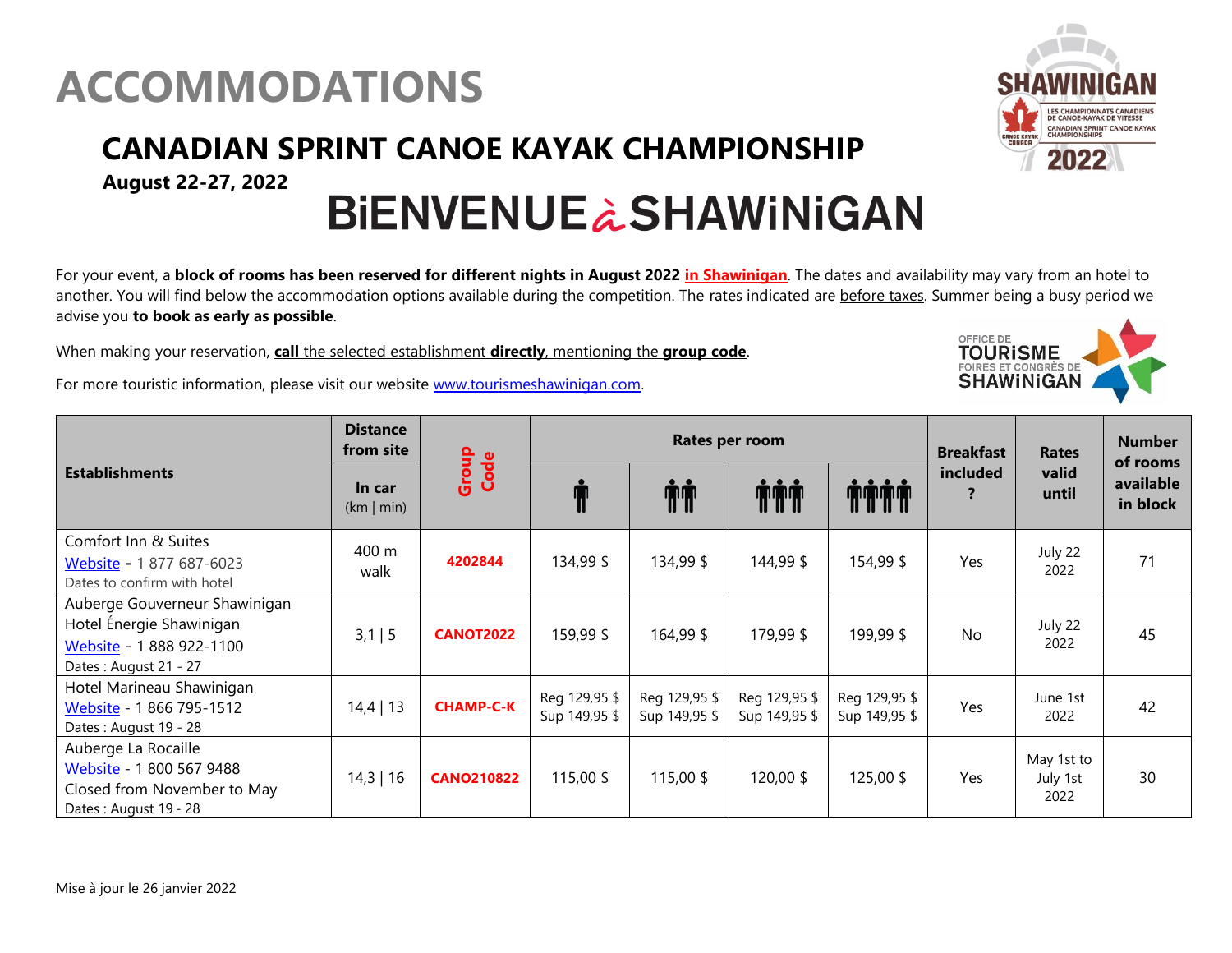# ACCOMMODATIONS

## CANADIAN SPRINT CANOE KAYAK CHAMPIONSHIP

**August 22-27, 2022**

# BiENVENUE à SHAWiNiGAN

For your event, a **block of rooms has been reserved for different nights in August 2022** **in Shawinigan**. The dates and availability may vary from an hotel to another. You will find below the accommodation options available during the competition. The rates indicated are before taxes. Summer being a busy period we advise you **to book as early as possible**.

When making your reservation, **call** the selected establishment **directly**, mentioning the **group code**.

For more touristic information, please visit our website www.tourismeshawinigan.com.

| Establishments | Distance from site | Group Code | Rates per room | | | | Breakfast included ? | Rates valid until | Number of rooms available in block |
|---|---|---|---|---|---|---|---|---|---|
| | In car (km \| min) | | 1 person | 2 persons | 3 persons | 4 persons | | | |
| Comfort Inn & Suites<br>Website - 1 877 687-6023<br>Dates to confirm with hotel | 400 m walk | 4202844 | 134,99 $ | 134,99 $ | 144,99 $ | 154,99 $ | Yes | July 22 2022 | 71 |
| Auberge Gouverneur Shawinigan<br>Hotel Énergie Shawinigan<br>Website - 1 888 922-1100<br>Dates : August 21 - 27 | 3,1 \| 5 | CANOT2022 | 159,99 $ | 164,99 $ | 179,99 $ | 199,99 $ | No | July 22 2022 | 45 |
| Hotel Marineau Shawinigan<br>Website - 1 866 795-1512<br>Dates : August 19 - 28 | 14,4 \| 13 | CHAMP-C-K | Reg 129,95 $<br>Sup 149,95 $ | Reg 129,95 $<br>Sup 149,95 $ | Reg 129,95 $<br>Sup 149,95 $ | Reg 129,95 $<br>Sup 149,95 $ | Yes | June 1st 2022 | 42 |
| Auberge La Rocaille<br>Website - 1 800 567 9488<br>Closed from November to May<br>Dates : August 19 - 28 | 14,3 \| 16 | CANO210822 | 115,00 $ | 115,00 $ | 120,00 $ | 125,00 $ | Yes | May 1st to July 1st 2022 | 30 |

Mise à jour le 26 janvier 2022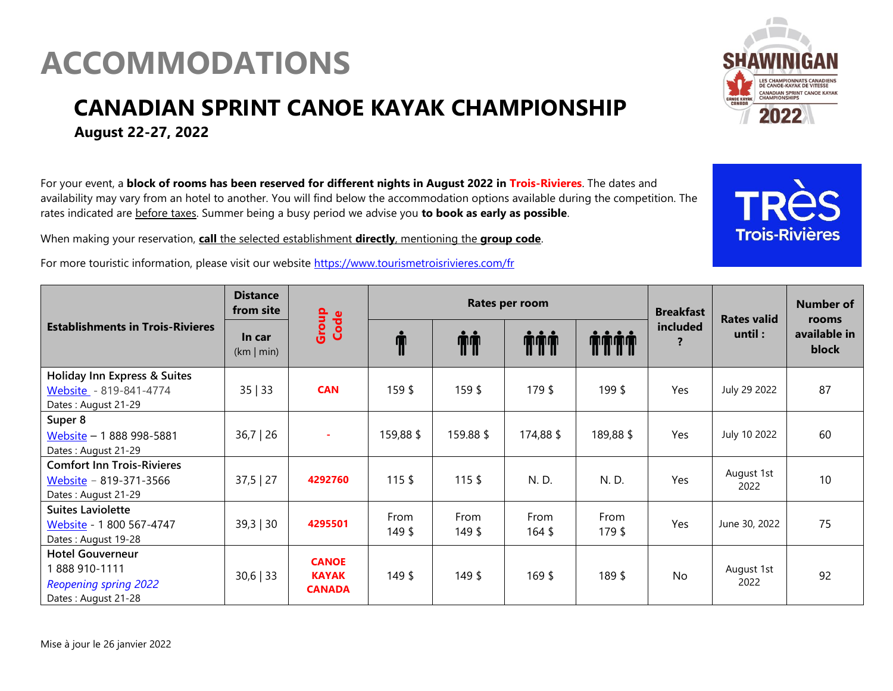# ACCOMMODATIONS

## CANADIAN SPRINT CANOE KAYAK CHAMPIONSHIP

**August 22-27, 2022**

For your event, a **block of rooms has been reserved for different nights in August 2022 in Trois-Rivieres**. The dates and availability may vary from an hotel to another. You will find below the accommodation options available during the competition. The rates indicated are before taxes. Summer being a busy period we advise you **to book as early as possible**.

When making your reservation, **call** the selected establishment **directly**, mentioning the **group code**.

For more touristic information, please visit our website https://www.tourismetroisrivieres.com/fr

| Establishments in Trois-Rivieres | Distance from site | Group Code | Rates per room | | | | Breakfast included ? | Rates valid until : | Number of rooms available in block |
|---|---|---|---|---|---|---|---|---|---|
| | In car (km \| min) | | 1 person | 2 persons | 3 persons | 4 persons | | | |
| **Holiday Inn Express & Suites** Website - 819-841-4774 Dates : August 21-29 | 35 \| 33 | **CAN** | 159 $ | 159 $ | 179 $ | 199 $ | Yes | July 29 2022 | 87 |
| **Super 8** Website – 1 888 998-5881 Dates : August 21-29 | 36,7 \| 26 | - | 159,88 $ | 159.88 $ | 174,88 $ | 189,88 $ | Yes | July 10 2022 | 60 |
| **Comfort Inn Trois-Rivieres** Website – 819-371-3566 Dates : August 21-29 | 37,5 \| 27 | **4292760** | 115 $ | 115 $ | N. D. | N. D. | Yes | August 1st 2022 | 10 |
| **Suites Laviolette** Website - 1 800 567-4747 Dates : August 19-28 | 39,3 \| 30 | **4295501** | From 149 $ | From 149 $ | From 164 $ | From 179 $ | Yes | June 30, 2022 | 75 |
| **Hotel Gouverneur** 1 888 910-1111 *Reopening spring 2022* Dates : August 21-28 | 30,6 \| 33 | **CANOE KAYAK CANADA** | 149 $ | 149 $ | 169 $ | 189 $ | No | August 1st 2022 | 92 |

Mise à jour le 26 janvier 2022